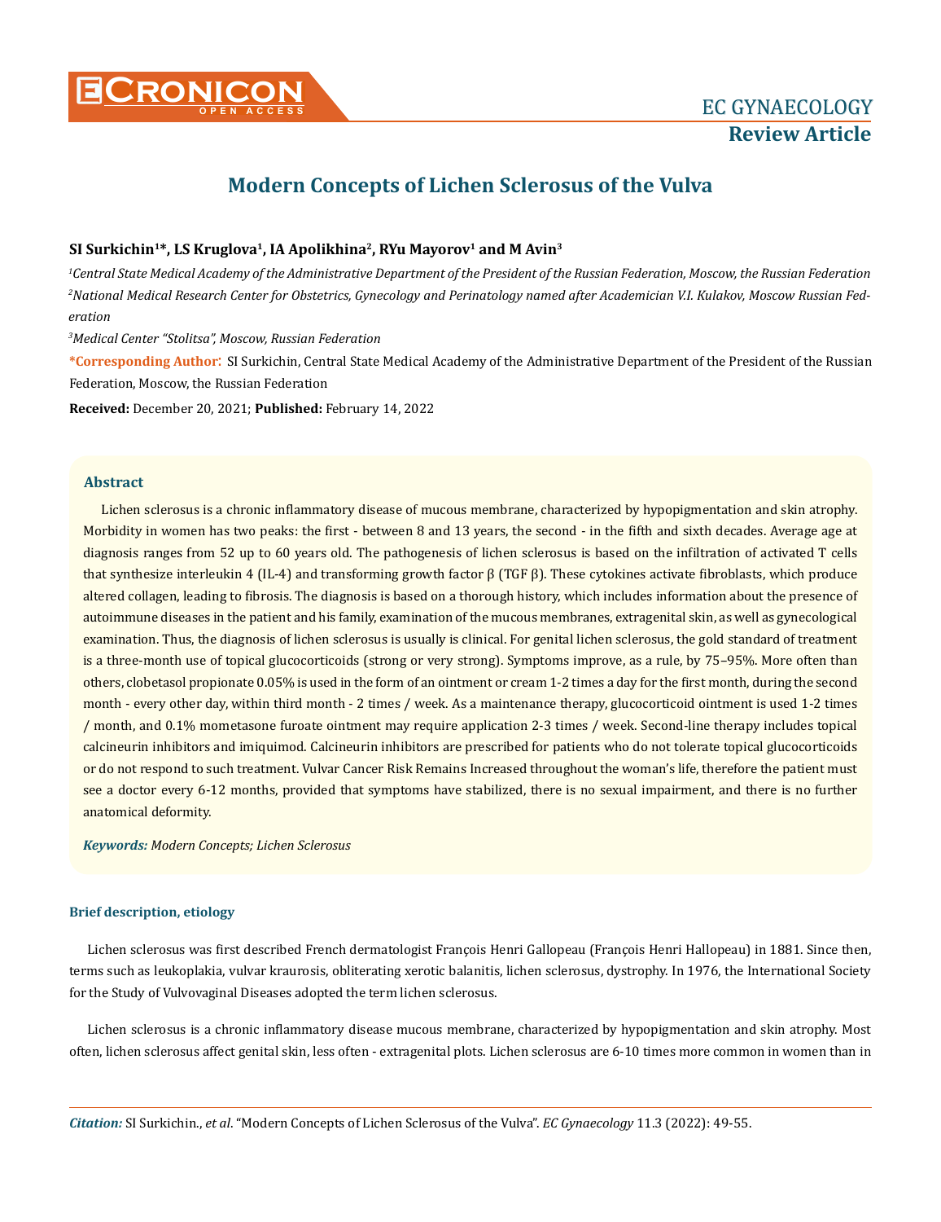# Modern Concepts of Lichen Sclerosus of the Vulva

**SI Surkichin[1]*, LS Kruglova[1], IA Apolikhina[2], RYu Mayorov[1] and M Avin[3]**

*[1]Central State Medical Academy of the Administrative Department of the President of the Russian Federation, Moscow, the Russian Federation*

*[2]National Medical Research Center for Obstetrics, Gynecology and Perinatology named after Academician V.I. Kulakov, Moscow Russian Federation*

*[3]Medical Center "Stolitsa", Moscow, Russian Federation*

**\*Corresponding Author:** SI Surkichin, Central State Medical Academy of the Administrative Department of the President of the Russian Federation, Moscow, the Russian Federation

**Received:** December 20, 2021; **Published:** February 14, 2022

## Abstract

Lichen sclerosus is a chronic inflammatory disease of mucous membrane, characterized by hypopigmentation and skin atrophy. Morbidity in women has two peaks: the first - between 8 and 13 years, the second - in the fifth and sixth decades. Average age at diagnosis ranges from 52 up to 60 years old. The pathogenesis of lichen sclerosus is based on the infiltration of activated T cells that synthesize interleukin 4 (IL-4) and transforming growth factor β (TGF β). These cytokines activate fibroblasts, which produce altered collagen, leading to fibrosis. The diagnosis is based on a thorough history, which includes information about the presence of autoimmune diseases in the patient and his family, examination of the mucous membranes, extragenital skin, as well as gynecological examination. Thus, the diagnosis of lichen sclerosus is usually is clinical. For genital lichen sclerosus, the gold standard of treatment is a three-month use of topical glucocorticoids (strong or very strong). Symptoms improve, as a rule, by 75–95%. More often than others, clobetasol propionate 0.05% is used in the form of an ointment or cream 1-2 times a day for the first month, during the second month - every other day, within third month - 2 times / week. As a maintenance therapy, glucocorticoid ointment is used 1-2 times / month, and 0.1% mometasone furoate ointment may require application 2-3 times / week. Second-line therapy includes topical calcineurin inhibitors and imiquimod. Calcineurin inhibitors are prescribed for patients who do not tolerate topical glucocorticoids or do not respond to such treatment. Vulvar Cancer Risk Remains Increased throughout the woman's life, therefore the patient must see a doctor every 6-12 months, provided that symptoms have stabilized, there is no sexual impairment, and there is no further anatomical deformity.

***Keywords:*** *Modern Concepts; Lichen Sclerosus*

### Brief description, etiology

Lichen sclerosus was first described French dermatologist François Henri Gallopeau (François Henri Hallopeau) in 1881. Since then, terms such as leukoplakia, vulvar kraurosis, obliterating xerotic balanitis, lichen sclerosus, dystrophy. In 1976, the International Society for the Study of Vulvovaginal Diseases adopted the term lichen sclerosus.

Lichen sclerosus is a chronic inflammatory disease mucous membrane, characterized by hypopigmentation and skin atrophy. Most often, lichen sclerosus affect genital skin, less often - extragenital plots. Lichen sclerosus are 6-10 times more common in women than in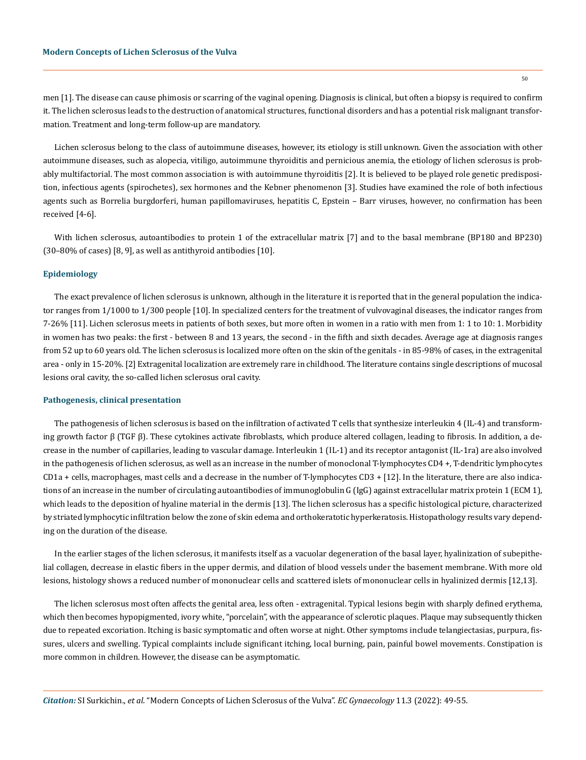men [1]. The disease can cause phimosis or scarring of the vaginal opening. Diagnosis is clinical, but often a biopsy is required to confirm it. The lichen sclerosus leads to the destruction of anatomical structures, functional disorders and has a potential risk malignant transformation. Treatment and long-term follow-up are mandatory.

Lichen sclerosus belong to the class of autoimmune diseases, however, its etiology is still unknown. Given the association with other autoimmune diseases, such as alopecia, vitiligo, autoimmune thyroiditis and pernicious anemia, the etiology of lichen sclerosus is probably multifactorial. The most common association is with autoimmune thyroiditis [2]. It is believed to be played role genetic predisposition, infectious agents (spirochetes), sex hormones and the Kebner phenomenon [3]. Studies have examined the role of both infectious agents such as Borrelia burgdorferi, human papillomaviruses, hepatitis C, Epstein – Barr viruses, however, no confirmation has been received [4-6].

With lichen sclerosus, autoantibodies to protein 1 of the extracellular matrix [7] and to the basal membrane (BP180 and BP230) (30–80% of cases) [8, 9], as well as antithyroid antibodies [10].

## Epidemiology

The exact prevalence of lichen sclerosus is unknown, although in the literature it is reported that in the general population the indicator ranges from 1/1000 to 1/300 people [10]. In specialized centers for the treatment of vulvovaginal diseases, the indicator ranges from 7-26% [11]. Lichen sclerosus meets in patients of both sexes, but more often in women in a ratio with men from 1: 1 to 10: 1. Morbidity in women has two peaks: the first - between 8 and 13 years, the second - in the fifth and sixth decades. Average age at diagnosis ranges from 52 up to 60 years old. The lichen sclerosus is localized more often on the skin of the genitals - in 85-98% of cases, in the extragenital area - only in 15-20%. [2] Extragenital localization are extremely rare in childhood. The literature contains single descriptions of mucosal lesions oral cavity, the so-called lichen sclerosus oral cavity.

## Pathogenesis, clinical presentation

The pathogenesis of lichen sclerosus is based on the infiltration of activated T cells that synthesize interleukin 4 (IL-4) and transforming growth factor β (TGF β). These cytokines activate fibroblasts, which produce altered collagen, leading to fibrosis. In addition, a decrease in the number of capillaries, leading to vascular damage. Interleukin 1 (IL-1) and its receptor antagonist (IL-1ra) are also involved in the pathogenesis of lichen sclerosus, as well as an increase in the number of monoclonal T-lymphocytes CD4 +, T-dendritic lymphocytes CD1a + cells, macrophages, mast cells and a decrease in the number of T-lymphocytes CD3 + [12]. In the literature, there are also indications of an increase in the number of circulating autoantibodies of immunoglobulin G (IgG) against extracellular matrix protein 1 (ECM 1), which leads to the deposition of hyaline material in the dermis [13]. The lichen sclerosus has a specific histological picture, characterized by striated lymphocytic infiltration below the zone of skin edema and orthokeratotic hyperkeratosis. Histopathology results vary depending on the duration of the disease.

In the earlier stages of the lichen sclerosus, it manifests itself as a vacuolar degeneration of the basal layer, hyalinization of subepithelial collagen, decrease in elastic fibers in the upper dermis, and dilation of blood vessels under the basement membrane. With more old lesions, histology shows a reduced number of mononuclear cells and scattered islets of mononuclear cells in hyalinized dermis [12,13].

The lichen sclerosus most often affects the genital area, less often - extragenital. Typical lesions begin with sharply defined erythema, which then becomes hypopigmented, ivory white, "porcelain", with the appearance of sclerotic plaques. Plaque may subsequently thicken due to repeated excoriation. Itching is basic symptomatic and often worse at night. Other symptoms include telangiectasias, purpura, fissures, ulcers and swelling. Typical complaints include significant itching, local burning, pain, painful bowel movements. Constipation is more common in children. However, the disease can be asymptomatic.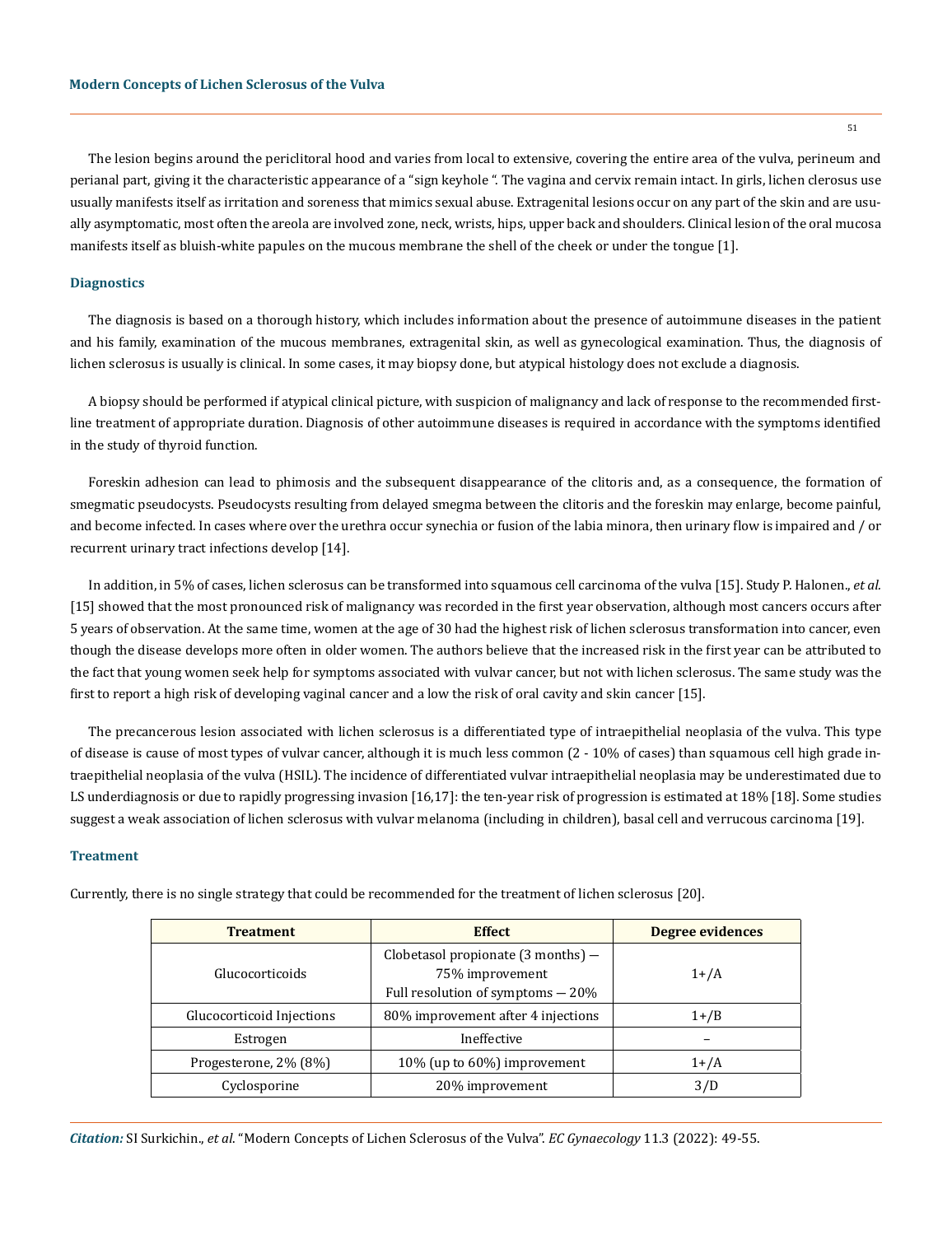The lesion begins around the periclitoral hood and varies from local to extensive, covering the entire area of the vulva, perineum and perianal part, giving it the characteristic appearance of a "sign keyhole ". The vagina and cervix remain intact. In girls, lichen clerosus use usually manifests itself as irritation and soreness that mimics sexual abuse. Extragenital lesions occur on any part of the skin and are usually asymptomatic, most often the areola are involved zone, neck, wrists, hips, upper back and shoulders. Clinical lesion of the oral mucosa manifests itself as bluish-white papules on the mucous membrane the shell of the cheek or under the tongue [1].

## Diagnostics

The diagnosis is based on a thorough history, which includes information about the presence of autoimmune diseases in the patient and his family, examination of the mucous membranes, extragenital skin, as well as gynecological examination. Thus, the diagnosis of lichen sclerosus is usually is clinical. In some cases, it may biopsy done, but atypical histology does not exclude a diagnosis.

A biopsy should be performed if atypical clinical picture, with suspicion of malignancy and lack of response to the recommended first-line treatment of appropriate duration. Diagnosis of other autoimmune diseases is required in accordance with the symptoms identified in the study of thyroid function.

Foreskin adhesion can lead to phimosis and the subsequent disappearance of the clitoris and, as a consequence, the formation of smegmatic pseudocysts. Pseudocysts resulting from delayed smegma between the clitoris and the foreskin may enlarge, become painful, and become infected. In cases where over the urethra occur synechia or fusion of the labia minora, then urinary flow is impaired and / or recurrent urinary tract infections develop [14].

In addition, in 5% of cases, lichen sclerosus can be transformed into squamous cell carcinoma of the vulva [15]. Study P. Halonen., *et al.* [15] showed that the most pronounced risk of malignancy was recorded in the first year observation, although most cancers occurs after 5 years of observation. At the same time, women at the age of 30 had the highest risk of lichen sclerosus transformation into cancer, even though the disease develops more often in older women. The authors believe that the increased risk in the first year can be attributed to the fact that young women seek help for symptoms associated with vulvar cancer, but not with lichen sclerosus. The same study was the first to report a high risk of developing vaginal cancer and a low the risk of oral cavity and skin cancer [15].

The precancerous lesion associated with lichen sclerosus is a differentiated type of intraepithelial neoplasia of the vulva. This type of disease is cause of most types of vulvar cancer, although it is much less common (2 - 10% of cases) than squamous cell high grade intraepithelial neoplasia of the vulva (HSIL). The incidence of differentiated vulvar intraepithelial neoplasia may be underestimated due to LS underdiagnosis or due to rapidly progressing invasion [16,17]: the ten-year risk of progression is estimated at 18% [18]. Some studies suggest a weak association of lichen sclerosus with vulvar melanoma (including in children), basal cell and verrucous carcinoma [19].

## Treatment

Currently, there is no single strategy that could be recommended for the treatment of lichen sclerosus [20].

| Treatment | Effect | Degree evidences |
|---|---|---|
| Glucocorticoids | Clobetasol propionate (3 months) — 75% improvement<br>Full resolution of symptoms — 20% | 1+/A |
| Glucocorticoid Injections | 80% improvement after 4 injections | 1+/B |
| Estrogen | Ineffective | – |
| Progesterone, 2% (8%) | 10% (up to 60%) improvement | 1+/A |
| Cyclosporine | 20% improvement | 3/D |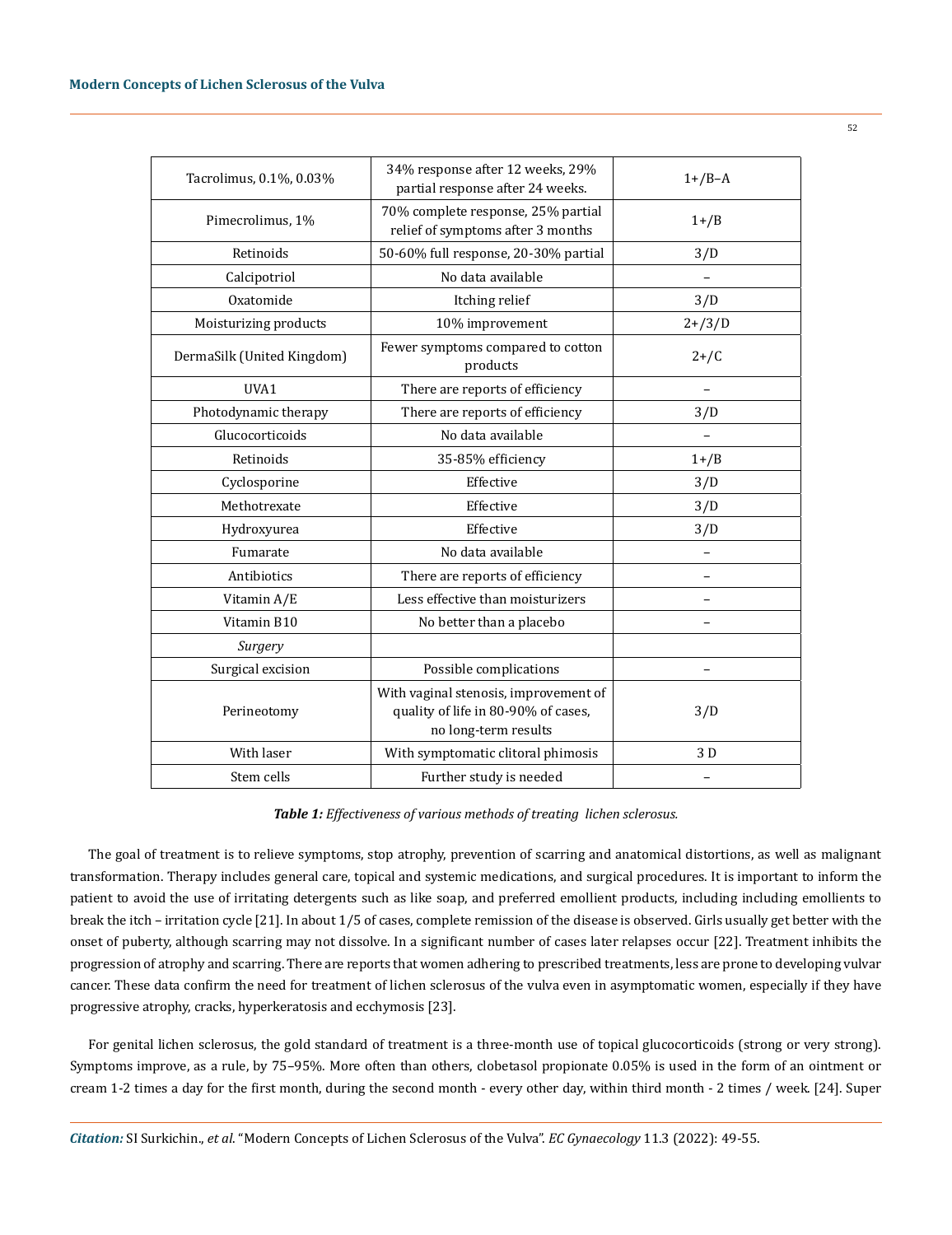| | | |
|---|---|---|
| Tacrolimus, 0.1%, 0.03% | 34% response after 12 weeks, 29% partial response after 24 weeks. | 1+/B–A |
| Pimecrolimus, 1% | 70% complete response, 25% partial relief of symptoms after 3 months | 1+/B |
| Retinoids | 50-60% full response, 20-30% partial | 3/D |
| Calcipotriol | No data available | – |
| Oxatomide | Itching relief | 3/D |
| Moisturizing products | 10% improvement | 2+/3/D |
| DermaSilk (United Kingdom) | Fewer symptoms compared to cotton products | 2+/C |
| UVA1 | There are reports of efficiency | – |
| Photodynamic therapy | There are reports of efficiency | 3/D |
| Glucocorticoids | No data available | – |
| Retinoids | 35-85% efficiency | 1+/B |
| Cyclosporine | Effective | 3/D |
| Methotrexate | Effective | 3/D |
| Hydroxyurea | Effective | 3/D |
| Fumarate | No data available | – |
| Antibiotics | There are reports of efficiency | – |
| Vitamin A/E | Less effective than moisturizers | – |
| Vitamin B10 | No better than a placebo | – |
| *Surgery* | | |
| Surgical excision | Possible complications | – |
| Perineotomy | With vaginal stenosis, improvement of quality of life in 80-90% of cases, no long-term results | 3/D |
| With laser | With symptomatic clitoral phimosis | 3 D |
| Stem cells | Further study is needed | – |

***Table 1:*** *Effectiveness of various methods of treating lichen sclerosus.*

The goal of treatment is to relieve symptoms, stop atrophy, prevention of scarring and anatomical distortions, as well as malignant transformation. Therapy includes general care, topical and systemic medications, and surgical procedures. It is important to inform the patient to avoid the use of irritating detergents such as like soap, and preferred emollient products, including including emollients to break the itch – irritation cycle [21]. In about 1/5 of cases, complete remission of the disease is observed. Girls usually get better with the onset of puberty, although scarring may not dissolve. In a significant number of cases later relapses occur [22]. Treatment inhibits the progression of atrophy and scarring. There are reports that women adhering to prescribed treatments, less are prone to developing vulvar cancer. These data confirm the need for treatment of lichen sclerosus of the vulva even in asymptomatic women, especially if they have progressive atrophy, cracks, hyperkeratosis and ecchymosis [23].

For genital lichen sclerosus, the gold standard of treatment is a three-month use of topical glucocorticoids (strong or very strong). Symptoms improve, as a rule, by 75–95%. More often than others, clobetasol propionate 0.05% is used in the form of an ointment or cream 1-2 times a day for the first month, during the second month - every other day, within third month - 2 times / week. [24]. Super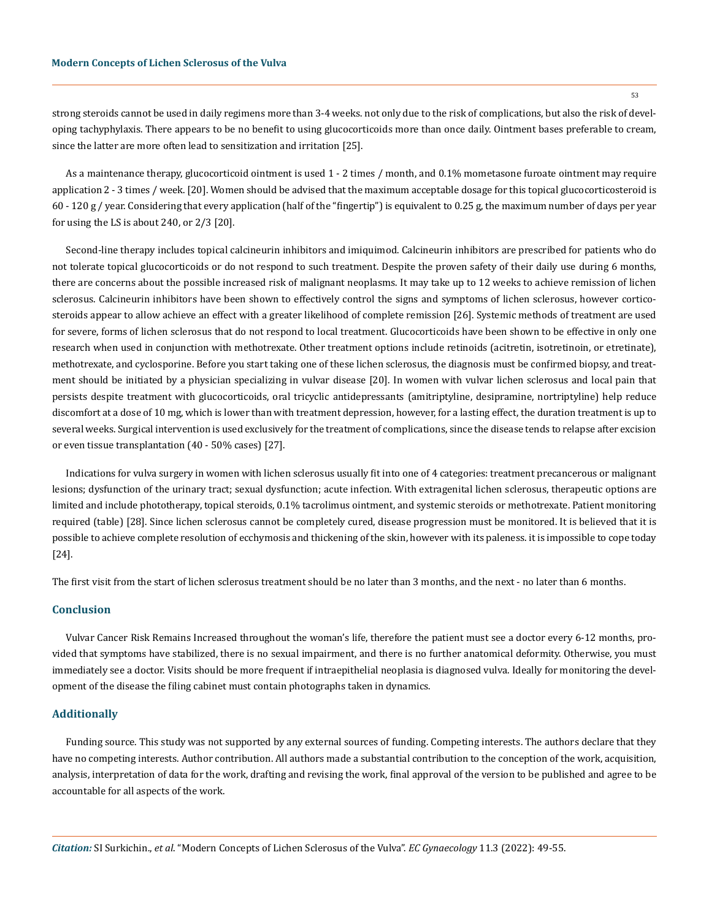strong steroids cannot be used in daily regimens more than 3-4 weeks. not only due to the risk of complications, but also the risk of developing tachyphylaxis. There appears to be no benefit to using glucocorticoids more than once daily. Ointment bases preferable to cream, since the latter are more often lead to sensitization and irritation [25].

As a maintenance therapy, glucocorticoid ointment is used 1 - 2 times / month, and 0.1% mometasone furoate ointment may require application 2 - 3 times / week. [20]. Women should be advised that the maximum acceptable dosage for this topical glucocorticosteroid is 60 - 120 g / year. Considering that every application (half of the "fingertip") is equivalent to 0.25 g, the maximum number of days per year for using the LS is about 240, or 2/3 [20].

Second-line therapy includes topical calcineurin inhibitors and imiquimod. Calcineurin inhibitors are prescribed for patients who do not tolerate topical glucocorticoids or do not respond to such treatment. Despite the proven safety of their daily use during 6 months, there are concerns about the possible increased risk of malignant neoplasms. It may take up to 12 weeks to achieve remission of lichen sclerosus. Calcineurin inhibitors have been shown to effectively control the signs and symptoms of lichen sclerosus, however corticosteroids appear to allow achieve an effect with a greater likelihood of complete remission [26]. Systemic methods of treatment are used for severe, forms of lichen sclerosus that do not respond to local treatment. Glucocorticoids have been shown to be effective in only one research when used in conjunction with methotrexate. Other treatment options include retinoids (acitretin, isotretinoin, or etretinate), methotrexate, and cyclosporine. Before you start taking one of these lichen sclerosus, the diagnosis must be confirmed biopsy, and treatment should be initiated by a physician specializing in vulvar disease [20]. In women with vulvar lichen sclerosus and local pain that persists despite treatment with glucocorticoids, oral tricyclic antidepressants (amitriptyline, desipramine, nortriptyline) help reduce discomfort at a dose of 10 mg, which is lower than with treatment depression, however, for a lasting effect, the duration treatment is up to several weeks. Surgical intervention is used exclusively for the treatment of complications, since the disease tends to relapse after excision or even tissue transplantation (40 - 50% cases) [27].

Indications for vulva surgery in women with lichen sclerosus usually fit into one of 4 categories: treatment precancerous or malignant lesions; dysfunction of the urinary tract; sexual dysfunction; acute infection. With extragenital lichen sclerosus, therapeutic options are limited and include phototherapy, topical steroids, 0.1% tacrolimus ointment, and systemic steroids or methotrexate. Patient monitoring required (table) [28]. Since lichen sclerosus cannot be completely cured, disease progression must be monitored. It is believed that it is possible to achieve complete resolution of ecchymosis and thickening of the skin, however with its paleness. it is impossible to cope today [24].

The first visit from the start of lichen sclerosus treatment should be no later than 3 months, and the next - no later than 6 months.

## Conclusion

Vulvar Cancer Risk Remains Increased throughout the woman's life, therefore the patient must see a doctor every 6-12 months, provided that symptoms have stabilized, there is no sexual impairment, and there is no further anatomical deformity. Otherwise, you must immediately see a doctor. Visits should be more frequent if intraepithelial neoplasia is diagnosed vulva. Ideally for monitoring the development of the disease the filing cabinet must contain photographs taken in dynamics.

## Additionally

Funding source. This study was not supported by any external sources of funding. Competing interests. The authors declare that they have no competing interests. Author contribution. All authors made a substantial contribution to the conception of the work, acquisition, analysis, interpretation of data for the work, drafting and revising the work, final approval of the version to be published and agree to be accountable for all aspects of the work.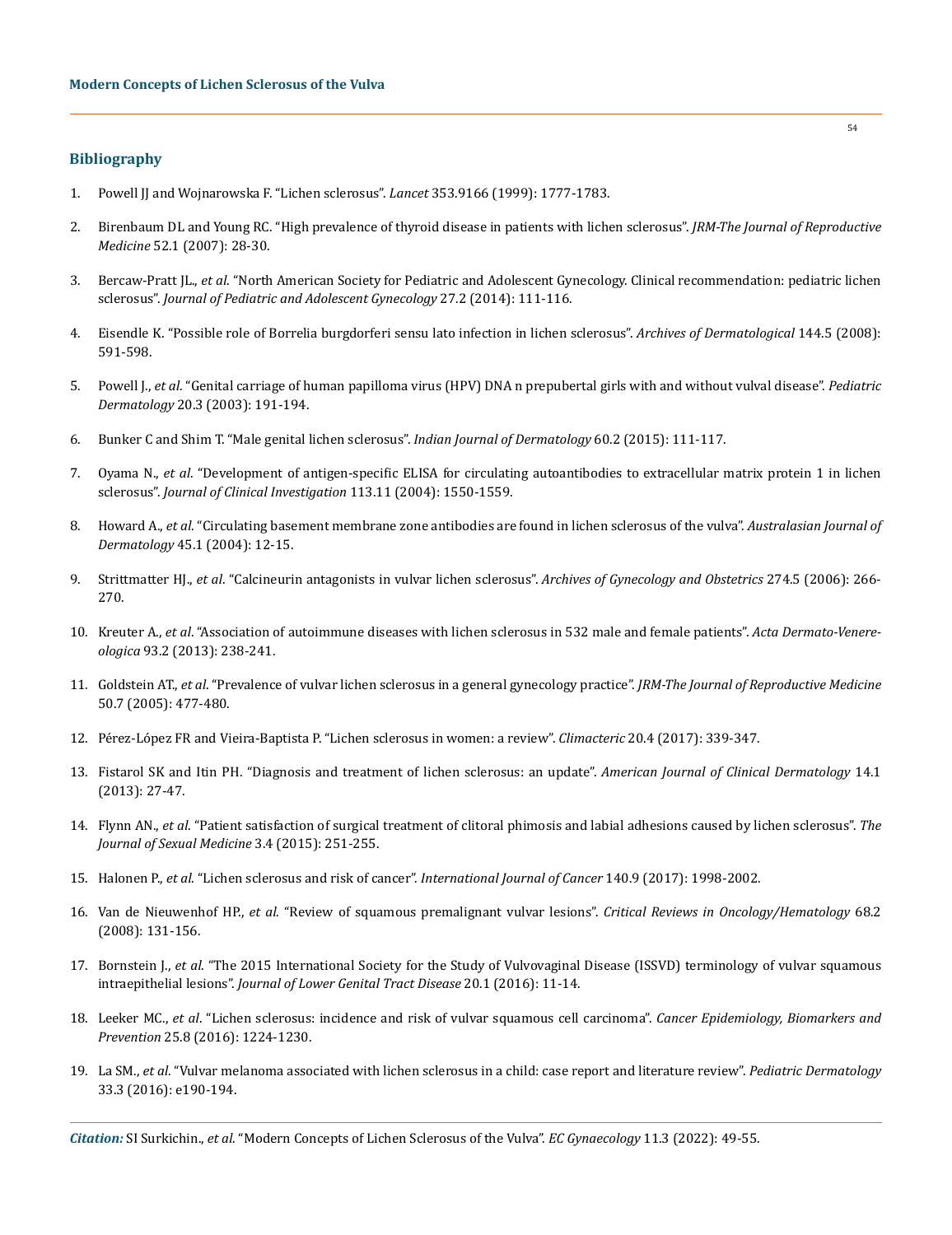## Bibliography

1. Powell JJ and Wojnarowska F. "Lichen sclerosus". *Lancet* 353.9166 (1999): 1777-1783.
2. Birenbaum DL and Young RC. "High prevalence of thyroid disease in patients with lichen sclerosus". *JRM-The Journal of Reproductive Medicine* 52.1 (2007): 28-30.
3. Bercaw-Pratt JL., *et al*. "North American Society for Pediatric and Adolescent Gynecology. Clinical recommendation: pediatric lichen sclerosus". *Journal of Pediatric and Adolescent Gynecology* 27.2 (2014): 111-116.
4. Eisendle K. "Possible role of Borrelia burgdorferi sensu lato infection in lichen sclerosus". *Archives of Dermatological* 144.5 (2008): 591-598.
5. Powell J., *et al*. "Genital carriage of human papilloma virus (HPV) DNA n prepubertal girls with and without vulval disease". *Pediatric Dermatology* 20.3 (2003): 191-194.
6. Bunker C and Shim T. "Male genital lichen sclerosus". *Indian Journal of Dermatology* 60.2 (2015): 111-117.
7. Oyama N., *et al*. "Development of antigen-specific ELISA for circulating autoantibodies to extracellular matrix protein 1 in lichen sclerosus". *Journal of Clinical Investigation* 113.11 (2004): 1550-1559.
8. Howard A., *et al*. "Circulating basement membrane zone antibodies are found in lichen sclerosus of the vulva". *Australasian Journal of Dermatology* 45.1 (2004): 12-15.
9. Strittmatter HJ., *et al*. "Calcineurin antagonists in vulvar lichen sclerosus". *Archives of Gynecology and Obstetrics* 274.5 (2006): 266-270.
10. Kreuter A., *et al*. "Association of autoimmune diseases with lichen sclerosus in 532 male and female patients". *Acta Dermato-Venereologica* 93.2 (2013): 238-241.
11. Goldstein AT., *et al*. "Prevalence of vulvar lichen sclerosus in a general gynecology practice". *JRM-The Journal of Reproductive Medicine* 50.7 (2005): 477-480.
12. Pérez-López FR and Vieira-Baptista P. "Lichen sclerosus in women: a review". *Climacteric* 20.4 (2017): 339-347.
13. Fistarol SK and Itin PH. "Diagnosis and treatment of lichen sclerosus: an update". *American Journal of Clinical Dermatology* 14.1 (2013): 27-47.
14. Flynn AN., *et al*. "Patient satisfaction of surgical treatment of clitoral phimosis and labial adhesions caused by lichen sclerosus". *The Journal of Sexual Medicine* 3.4 (2015): 251-255.
15. Halonen P., *et al*. "Lichen sclerosus and risk of cancer". *International Journal of Cancer* 140.9 (2017): 1998-2002.
16. Van de Nieuwenhof HP., *et al*. "Review of squamous premalignant vulvar lesions". *Critical Reviews in Oncology/Hematology* 68.2 (2008): 131-156.
17. Bornstein J., *et al*. "The 2015 International Society for the Study of Vulvovaginal Disease (ISSVD) terminology of vulvar squamous intraepithelial lesions". *Journal of Lower Genital Tract Disease* 20.1 (2016): 11-14.
18. Leeker MC., *et al*. "Lichen sclerosus: incidence and risk of vulvar squamous cell carcinoma". *Cancer Epidemiology, Biomarkers and Prevention* 25.8 (2016): 1224-1230.
19. La SM., *et al*. "Vulvar melanoma associated with lichen sclerosus in a child: case report and literature review". *Pediatric Dermatology* 33.3 (2016): e190-194.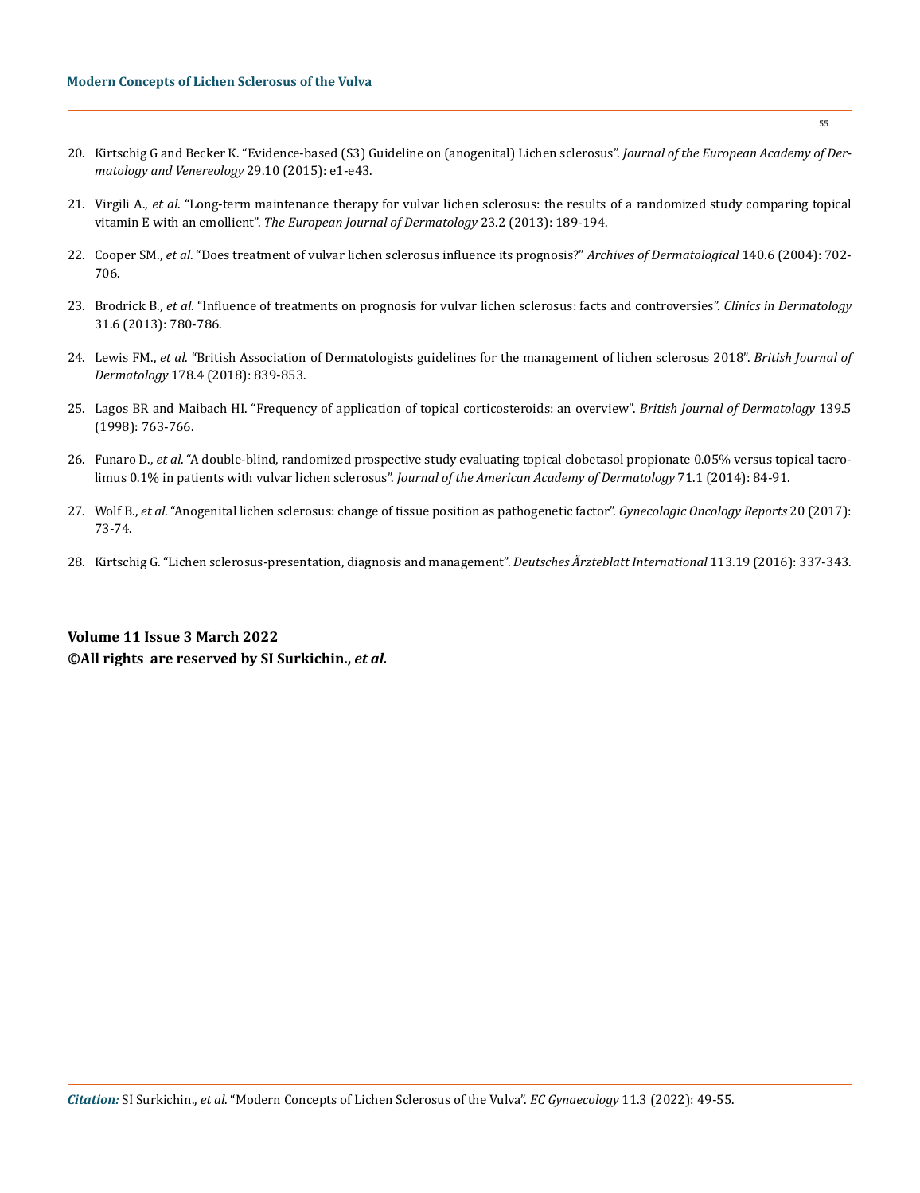20. Kirtschig G and Becker K. "Evidence-based (S3) Guideline on (anogenital) Lichen sclerosus". *Journal of the European Academy of Dermatology and Venereology* 29.10 (2015): e1-e43.

21. Virgili A., *et al.* "Long-term maintenance therapy for vulvar lichen sclerosus: the results of a randomized study comparing topical vitamin E with an emollient". *The European Journal of Dermatology* 23.2 (2013): 189-194.

22. Cooper SM., *et al*. "Does treatment of vulvar lichen sclerosus influence its prognosis?" *Archives of Dermatological* 140.6 (2004): 702-706.

23. Brodrick B., *et al*. "Influence of treatments on prognosis for vulvar lichen sclerosus: facts and controversies". *Clinics in Dermatology* 31.6 (2013): 780-786.

24. Lewis FM., *et al*. "British Association of Dermatologists guidelines for the management of lichen sclerosus 2018". *British Journal of Dermatology* 178.4 (2018): 839-853.

25. Lagos BR and Maibach HI. "Frequency of application of topical corticosteroids: an overview". *British Journal of Dermatology* 139.5 (1998): 763-766.

26. Funaro D., *et al*. "A double-blind, randomized prospective study evaluating topical clobetasol propionate 0.05% versus topical tacrolimus 0.1% in patients with vulvar lichen sclerosus". *Journal of the American Academy of Dermatology* 71.1 (2014): 84-91.

27. Wolf B., *et al*. "Anogenital lichen sclerosus: change of tissue position as pathogenetic factor". *Gynecologic Oncology Reports* 20 (2017): 73-74.

28. Kirtschig G. "Lichen sclerosus-presentation, diagnosis and management". *Deutsches Ärzteblatt International* 113.19 (2016): 337-343.

**Volume 11 Issue 3 March 2022**
**©All rights are reserved by SI Surkichin., *et al.***